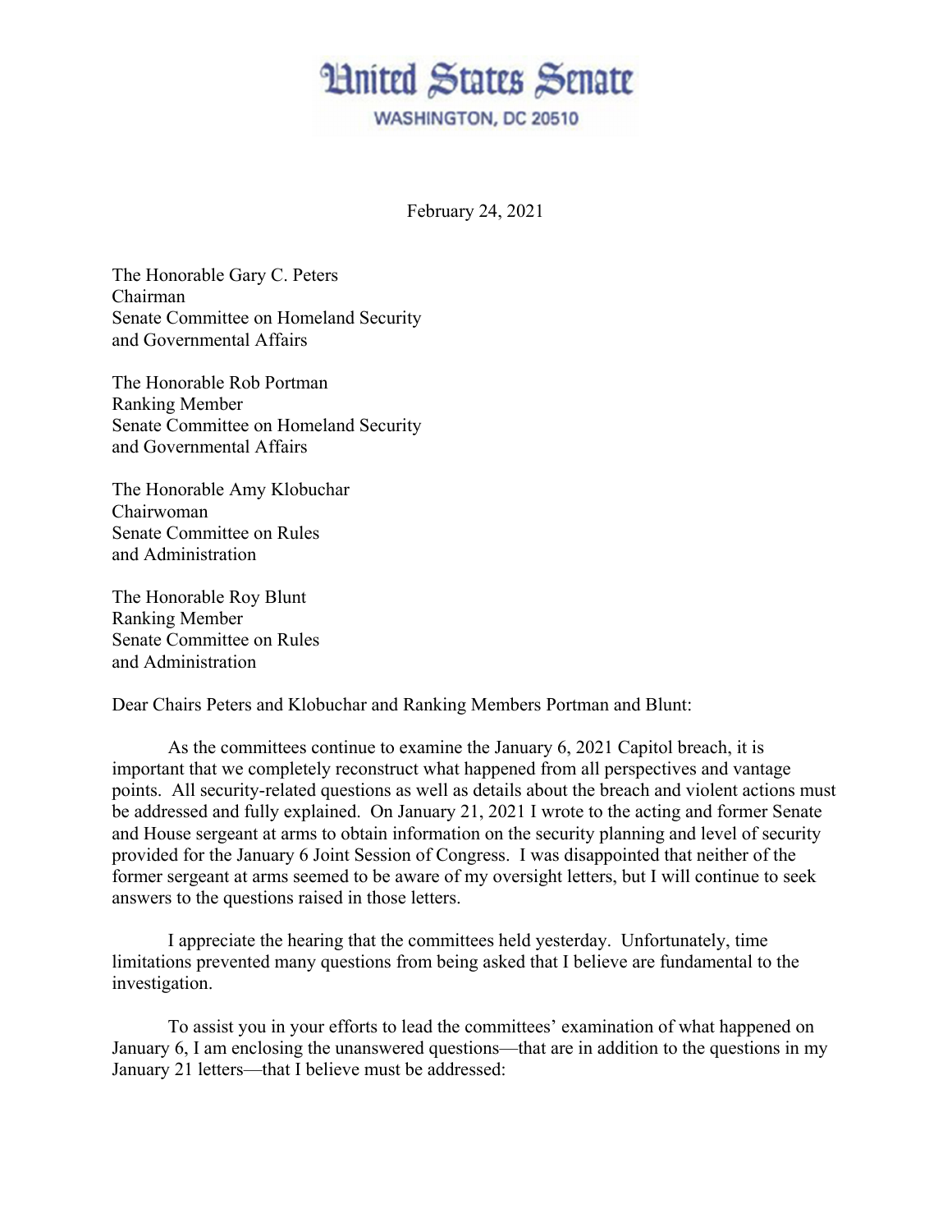# United States Senate

WASHINGTON, DC 20510

February 24, 2021

The Honorable Gary C. Peters
Chairman
Senate Committee on Homeland Security
and Governmental Affairs

The Honorable Rob Portman
Ranking Member
Senate Committee on Homeland Security
and Governmental Affairs

The Honorable Amy Klobuchar
Chairwoman
Senate Committee on Rules
and Administration

The Honorable Roy Blunt
Ranking Member
Senate Committee on Rules
and Administration

Dear Chairs Peters and Klobuchar and Ranking Members Portman and Blunt:

As the committees continue to examine the January 6, 2021 Capitol breach, it is important that we completely reconstruct what happened from all perspectives and vantage points. All security-related questions as well as details about the breach and violent actions must be addressed and fully explained. On January 21, 2021 I wrote to the acting and former Senate and House sergeant at arms to obtain information on the security planning and level of security provided for the January 6 Joint Session of Congress. I was disappointed that neither of the former sergeant at arms seemed to be aware of my oversight letters, but I will continue to seek answers to the questions raised in those letters.

I appreciate the hearing that the committees held yesterday. Unfortunately, time limitations prevented many questions from being asked that I believe are fundamental to the investigation.

To assist you in your efforts to lead the committees' examination of what happened on January 6, I am enclosing the unanswered questions—that are in addition to the questions in my January 21 letters—that I believe must be addressed: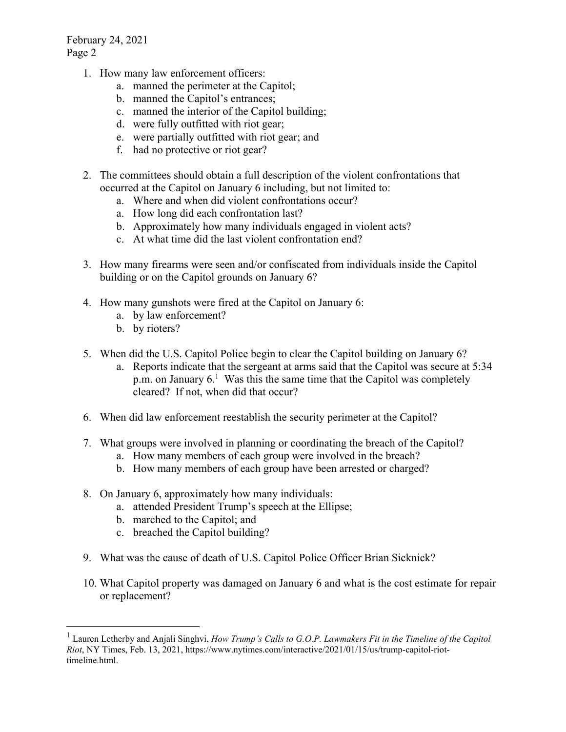1. How many law enforcement officers:
    a. manned the perimeter at the Capitol;
    b. manned the Capitol's entrances;
    c. manned the interior of the Capitol building;
    d. were fully outfitted with riot gear;
    e. were partially outfitted with riot gear; and
    f. had no protective or riot gear?

2. The committees should obtain a full description of the violent confrontations that occurred at the Capitol on January 6 including, but not limited to:
    a. Where and when did violent confrontations occur?
    a. How long did each confrontation last?
    b. Approximately how many individuals engaged in violent acts?
    c. At what time did the last violent confrontation end?

3. How many firearms were seen and/or confiscated from individuals inside the Capitol building or on the Capitol grounds on January 6?

4. How many gunshots were fired at the Capitol on January 6:
    a. by law enforcement?
    b. by rioters?

5. When did the U.S. Capitol Police begin to clear the Capitol building on January 6?
    a. Reports indicate that the sergeant at arms said that the Capitol was secure at 5:34 p.m. on January 6.[1] Was this the same time that the Capitol was completely cleared? If not, when did that occur?

6. When did law enforcement reestablish the security perimeter at the Capitol?

7. What groups were involved in planning or coordinating the breach of the Capitol?
    a. How many members of each group were involved in the breach?
    b. How many members of each group have been arrested or charged?

8. On January 6, approximately how many individuals:
    a. attended President Trump's speech at the Ellipse;
    b. marched to the Capitol; and
    c. breached the Capitol building?

9. What was the cause of death of U.S. Capitol Police Officer Brian Sicknick?

10. What Capitol property was damaged on January 6 and what is the cost estimate for repair or replacement?

---

[1] Lauren Letherby and Anjali Singhvi, *How Trump's Calls to G.O.P. Lawmakers Fit in the Timeline of the Capitol Riot*, NY Times, Feb. 13, 2021, https://www.nytimes.com/interactive/2021/01/15/us/trump-capitol-riot-timeline.html.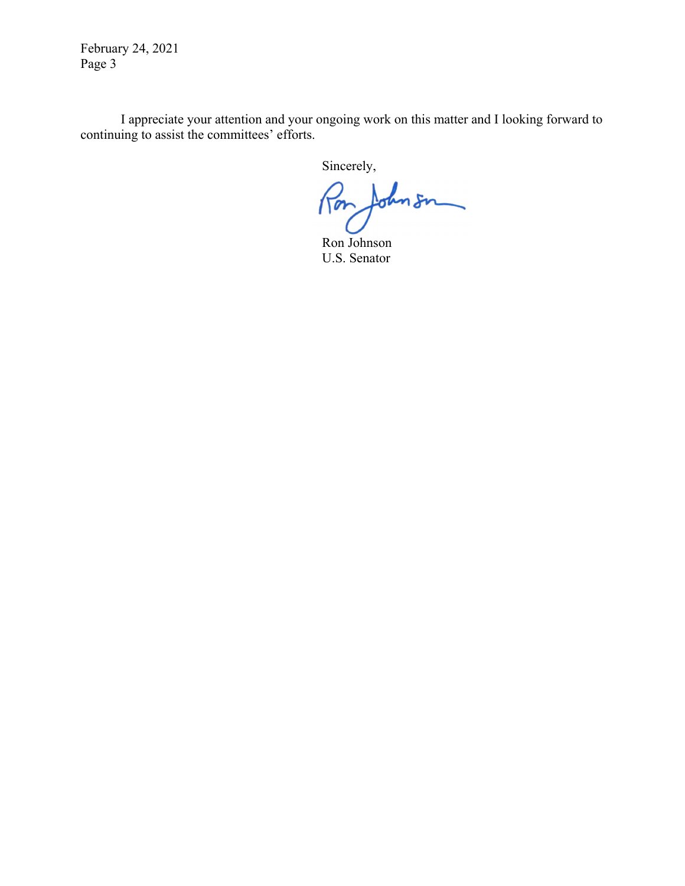I appreciate your attention and your ongoing work on this matter and I looking forward to continuing to assist the committees' efforts.

Sincerely,

Ron Johnson
U.S. Senator